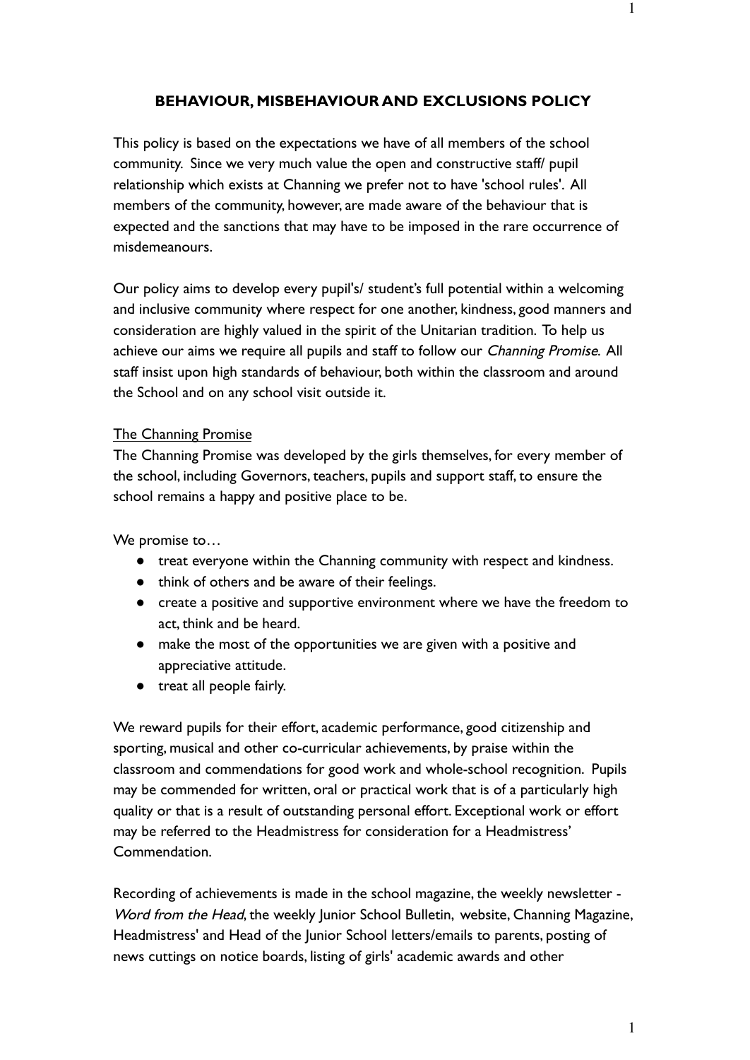# BEHAVIOUR, MISBEHAVIOUR AND EXCLUSIONS POLICY

This policy is based on the expectations we have of all members of the school community. Since we very much value the open and constructive staff/ pupil relationship which exists at Channing we prefer not to have 'school rules'. All members of the community, however, are made aware of the behaviour that is expected and the sanctions that may have to be imposed in the rare occurrence of misdemeanours.

Our policy aims to develop every pupil's/ student's full potential within a welcoming and inclusive community where respect for one another, kindness, good manners and consideration are highly valued in the spirit of the Unitarian tradition. To help us achieve our aims we require all pupils and staff to follow our *Channing Promise*. All staff insist upon high standards of behaviour, both within the classroom and around the School and on any school visit outside it.

<u>The Channing Promise</u>

The Channing Promise was developed by the girls themselves, for every member of the school, including Governors, teachers, pupils and support staff, to ensure the school remains a happy and positive place to be.

We promise to…

- treat everyone within the Channing community with respect and kindness.
- think of others and be aware of their feelings.
- create a positive and supportive environment where we have the freedom to act, think and be heard.
- make the most of the opportunities we are given with a positive and appreciative attitude.
- treat all people fairly.

We reward pupils for their effort, academic performance, good citizenship and sporting, musical and other co-curricular achievements, by praise within the classroom and commendations for good work and whole-school recognition. Pupils may be commended for written, oral or practical work that is of a particularly high quality or that is a result of outstanding personal effort. Exceptional work or effort may be referred to the Headmistress for consideration for a Headmistress' Commendation.

Recording of achievements is made in the school magazine, the weekly newsletter - *Word from the Head*, the weekly Junior School Bulletin, website, Channing Magazine, Headmistress' and Head of the Junior School letters/emails to parents, posting of news cuttings on notice boards, listing of girls' academic awards and other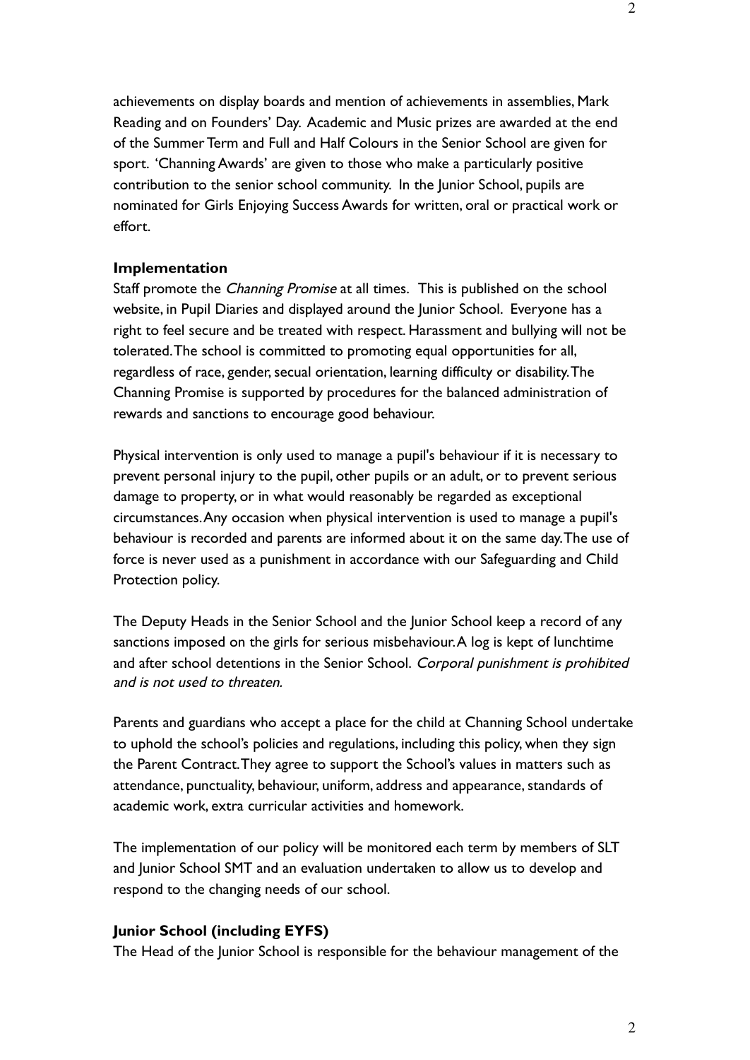achievements on display boards and mention of achievements in assemblies, Mark Reading and on Founders' Day. Academic and Music prizes are awarded at the end of the Summer Term and Full and Half Colours in the Senior School are given for sport. 'Channing Awards' are given to those who make a particularly positive contribution to the senior school community. In the Junior School, pupils are nominated for Girls Enjoying Success Awards for written, oral or practical work or effort.

**Implementation**

Staff promote the *Channing Promise* at all times. This is published on the school website, in Pupil Diaries and displayed around the Junior School. Everyone has a right to feel secure and be treated with respect. Harassment and bullying will not be tolerated. The school is committed to promoting equal opportunities for all, regardless of race, gender, secual orientation, learning difficulty or disability. The Channing Promise is supported by procedures for the balanced administration of rewards and sanctions to encourage good behaviour.

Physical intervention is only used to manage a pupil's behaviour if it is necessary to prevent personal injury to the pupil, other pupils or an adult, or to prevent serious damage to property, or in what would reasonably be regarded as exceptional circumstances. Any occasion when physical intervention is used to manage a pupil's behaviour is recorded and parents are informed about it on the same day. The use of force is never used as a punishment in accordance with our Safeguarding and Child Protection policy.

The Deputy Heads in the Senior School and the Junior School keep a record of any sanctions imposed on the girls for serious misbehaviour. A log is kept of lunchtime and after school detentions in the Senior School. *Corporal punishment is prohibited and is not used to threaten.*

Parents and guardians who accept a place for the child at Channing School undertake to uphold the school's policies and regulations, including this policy, when they sign the Parent Contract. They agree to support the School's values in matters such as attendance, punctuality, behaviour, uniform, address and appearance, standards of academic work, extra curricular activities and homework.

The implementation of our policy will be monitored each term by members of SLT and Junior School SMT and an evaluation undertaken to allow us to develop and respond to the changing needs of our school.

**Junior School (including EYFS)**

The Head of the Junior School is responsible for the behaviour management of the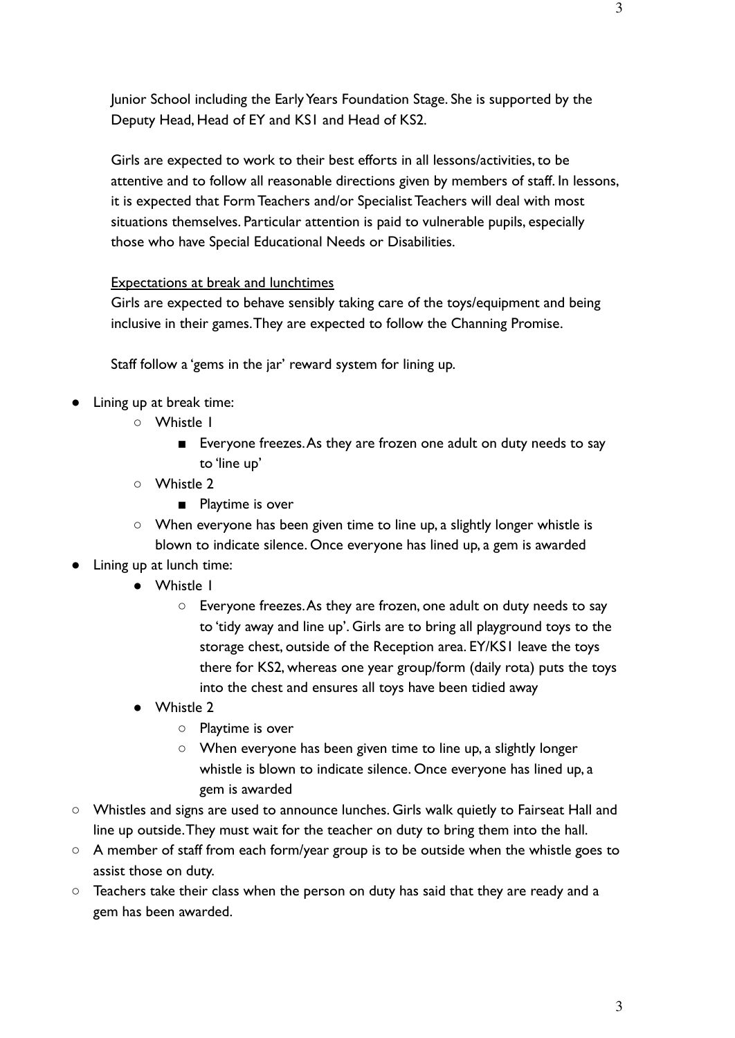Junior School including the Early Years Foundation Stage. She is supported by the Deputy Head, Head of EY and KS1 and Head of KS2.

Girls are expected to work to their best efforts in all lessons/activities, to be attentive and to follow all reasonable directions given by members of staff. In lessons, it is expected that Form Teachers and/or Specialist Teachers will deal with most situations themselves. Particular attention is paid to vulnerable pupils, especially those who have Special Educational Needs or Disabilities.

<u>Expectations at break and lunchtimes</u>

Girls are expected to behave sensibly taking care of the toys/equipment and being inclusive in their games. They are expected to follow the Channing Promise.

Staff follow a 'gems in the jar' reward system for lining up.

- Lining up at break time:
  - Whistle 1
    - Everyone freezes. As they are frozen one adult on duty needs to say to 'line up'
  - Whistle 2
    - Playtime is over
  - When everyone has been given time to line up, a slightly longer whistle is blown to indicate silence. Once everyone has lined up, a gem is awarded
- Lining up at lunch time:
  - Whistle 1
    - Everyone freezes. As they are frozen, one adult on duty needs to say to 'tidy away and line up'. Girls are to bring all playground toys to the storage chest, outside of the Reception area. EY/KS1 leave the toys there for KS2, whereas one year group/form (daily rota) puts the toys into the chest and ensures all toys have been tidied away
  - Whistle 2
    - Playtime is over
    - When everyone has been given time to line up, a slightly longer whistle is blown to indicate silence. Once everyone has lined up, a gem is awarded
- Whistles and signs are used to announce lunches. Girls walk quietly to Fairseat Hall and line up outside. They must wait for the teacher on duty to bring them into the hall.
- A member of staff from each form/year group is to be outside when the whistle goes to assist those on duty.
- Teachers take their class when the person on duty has said that they are ready and a gem has been awarded.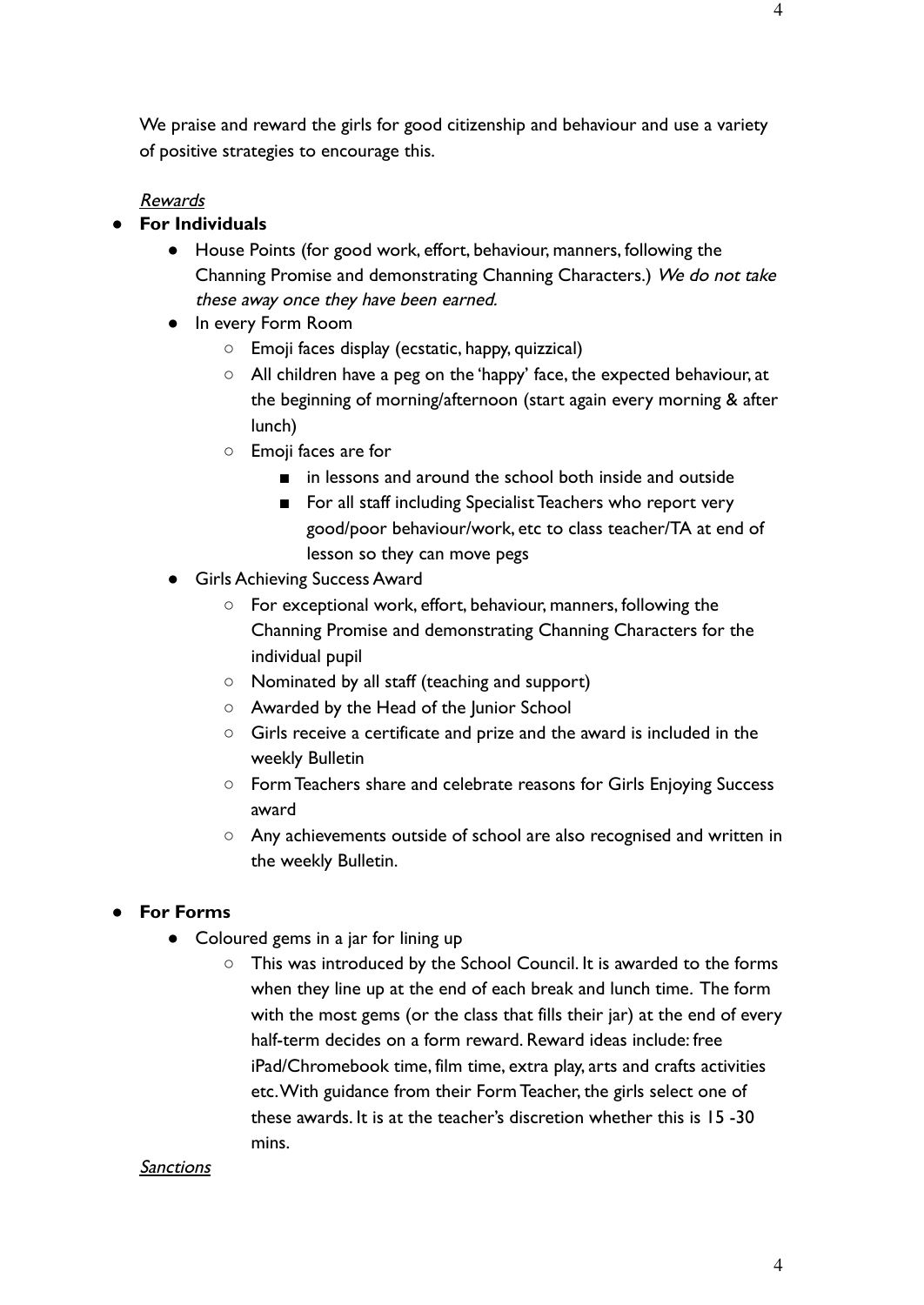We praise and reward the girls for good citizenship and behaviour and use a variety of positive strategies to encourage this.

*Rewards*

- **For Individuals**
  - House Points (for good work, effort, behaviour, manners, following the Channing Promise and demonstrating Channing Characters.) *We do not take these away once they have been earned.*
  - In every Form Room
    - Emoji faces display (ecstatic, happy, quizzical)
    - All children have a peg on the 'happy' face, the expected behaviour, at the beginning of morning/afternoon (start again every morning & after lunch)
    - Emoji faces are for
      - in lessons and around the school both inside and outside
      - For all staff including Specialist Teachers who report very good/poor behaviour/work, etc to class teacher/TA at end of lesson so they can move pegs
  - Girls Achieving Success Award
    - For exceptional work, effort, behaviour, manners, following the Channing Promise and demonstrating Channing Characters for the individual pupil
    - Nominated by all staff (teaching and support)
    - Awarded by the Head of the Junior School
    - Girls receive a certificate and prize and the award is included in the weekly Bulletin
    - Form Teachers share and celebrate reasons for Girls Enjoying Success award
    - Any achievements outside of school are also recognised and written in the weekly Bulletin.

- **For Forms**
  - Coloured gems in a jar for lining up
    - This was introduced by the School Council. It is awarded to the forms when they line up at the end of each break and lunch time. The form with the most gems (or the class that fills their jar) at the end of every half-term decides on a form reward. Reward ideas include: free iPad/Chromebook time, film time, extra play, arts and crafts activities etc. With guidance from their Form Teacher, the girls select one of these awards. It is at the teacher's discretion whether this is 15 -30 mins.

*Sanctions*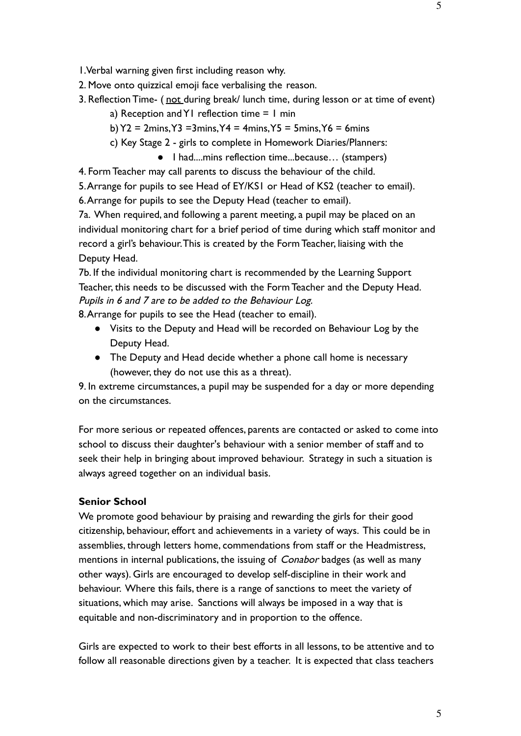1. Verbal warning given first including reason why.

2. Move onto quizzical emoji face verbalising the reason.

3. Reflection Time- ( <u>not</u> during break/ lunch time, during lesson or at time of event)

    a) Reception and Y1 reflection time = 1 min

    b) Y2 = 2mins, Y3 =3mins, Y4 = 4mins, Y5 = 5mins, Y6 = 6mins

    c) Key Stage 2 - girls to complete in Homework Diaries/Planners:

    - I had....mins reflection time...because… (stampers)

4. Form Teacher may call parents to discuss the behaviour of the child.

5. Arrange for pupils to see Head of EY/KS1 or Head of KS2 (teacher to email).

6. Arrange for pupils to see the Deputy Head (teacher to email).

7a. When required, and following a parent meeting, a pupil may be placed on an individual monitoring chart for a brief period of time during which staff monitor and record a girl's behaviour. This is created by the Form Teacher, liaising with the Deputy Head.

7b. If the individual monitoring chart is recommended by the Learning Support Teacher, this needs to be discussed with the Form Teacher and the Deputy Head.

*Pupils in 6 and 7 are to be added to the Behaviour Log.*

8. Arrange for pupils to see the Head (teacher to email).

- Visits to the Deputy and Head will be recorded on Behaviour Log by the Deputy Head.
- The Deputy and Head decide whether a phone call home is necessary (however, they do not use this as a threat).

9. In extreme circumstances, a pupil may be suspended for a day or more depending on the circumstances.

For more serious or repeated offences, parents are contacted or asked to come into school to discuss their daughter's behaviour with a senior member of staff and to seek their help in bringing about improved behaviour. Strategy in such a situation is always agreed together on an individual basis.

**Senior School**

We promote good behaviour by praising and rewarding the girls for their good citizenship, behaviour, effort and achievements in a variety of ways. This could be in assemblies, through letters home, commendations from staff or the Headmistress, mentions in internal publications, the issuing of *Conabor* badges (as well as many other ways). Girls are encouraged to develop self-discipline in their work and behaviour. Where this fails, there is a range of sanctions to meet the variety of situations, which may arise. Sanctions will always be imposed in a way that is equitable and non-discriminatory and in proportion to the offence.

Girls are expected to work to their best efforts in all lessons, to be attentive and to follow all reasonable directions given by a teacher. It is expected that class teachers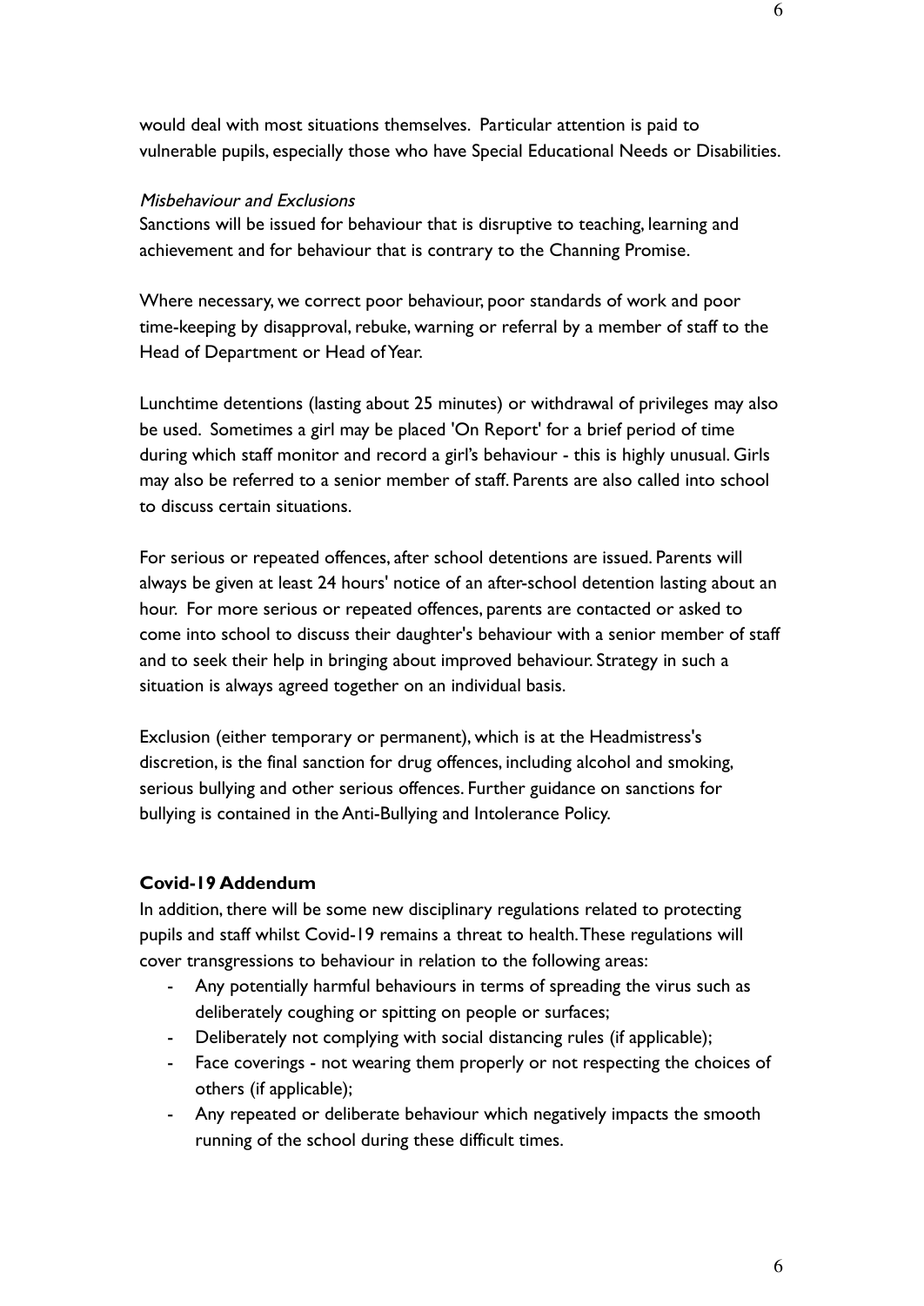would deal with most situations themselves. Particular attention is paid to vulnerable pupils, especially those who have Special Educational Needs or Disabilities.

*Misbehaviour and Exclusions*

Sanctions will be issued for behaviour that is disruptive to teaching, learning and achievement and for behaviour that is contrary to the Channing Promise.

Where necessary, we correct poor behaviour, poor standards of work and poor time-keeping by disapproval, rebuke, warning or referral by a member of staff to the Head of Department or Head of Year.

Lunchtime detentions (lasting about 25 minutes) or withdrawal of privileges may also be used. Sometimes a girl may be placed 'On Report' for a brief period of time during which staff monitor and record a girl's behaviour - this is highly unusual. Girls may also be referred to a senior member of staff. Parents are also called into school to discuss certain situations.

For serious or repeated offences, after school detentions are issued. Parents will always be given at least 24 hours' notice of an after-school detention lasting about an hour. For more serious or repeated offences, parents are contacted or asked to come into school to discuss their daughter's behaviour with a senior member of staff and to seek their help in bringing about improved behaviour. Strategy in such a situation is always agreed together on an individual basis.

Exclusion (either temporary or permanent), which is at the Headmistress's discretion, is the final sanction for drug offences, including alcohol and smoking, serious bullying and other serious offences. Further guidance on sanctions for bullying is contained in the Anti-Bullying and Intolerance Policy.

**Covid-19 Addendum**

In addition, there will be some new disciplinary regulations related to protecting pupils and staff whilst Covid-19 remains a threat to health. These regulations will cover transgressions to behaviour in relation to the following areas:

- Any potentially harmful behaviours in terms of spreading the virus such as deliberately coughing or spitting on people or surfaces;
- Deliberately not complying with social distancing rules (if applicable);
- Face coverings - not wearing them properly or not respecting the choices of others (if applicable);
- Any repeated or deliberate behaviour which negatively impacts the smooth running of the school during these difficult times.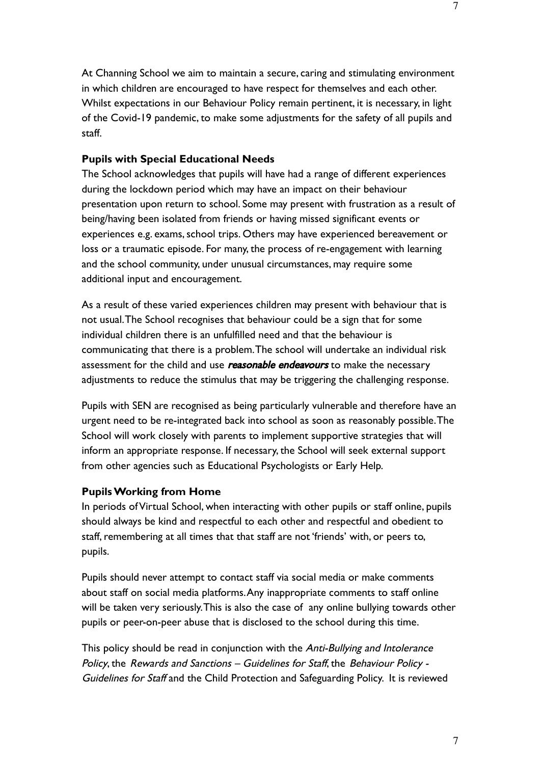At Channing School we aim to maintain a secure, caring and stimulating environment in which children are encouraged to have respect for themselves and each other. Whilst expectations in our Behaviour Policy remain pertinent, it is necessary, in light of the Covid-19 pandemic, to make some adjustments for the safety of all pupils and staff.

**Pupils with Special Educational Needs**

The School acknowledges that pupils will have had a range of different experiences during the lockdown period which may have an impact on their behaviour presentation upon return to school. Some may present with frustration as a result of being/having been isolated from friends or having missed significant events or experiences e.g. exams, school trips. Others may have experienced bereavement or loss or a traumatic episode. For many, the process of re-engagement with learning and the school community, under unusual circumstances, may require some additional input and encouragement.

As a result of these varied experiences children may present with behaviour that is not usual. The School recognises that behaviour could be a sign that for some individual children there is an unfulfilled need and that the behaviour is communicating that there is a problem. The school will undertake an individual risk assessment for the child and use ***reasonable endeavours*** to make the necessary adjustments to reduce the stimulus that may be triggering the challenging response.

Pupils with SEN are recognised as being particularly vulnerable and therefore have an urgent need to be re-integrated back into school as soon as reasonably possible. The School will work closely with parents to implement supportive strategies that will inform an appropriate response. If necessary, the School will seek external support from other agencies such as Educational Psychologists or Early Help.

**Pupils Working from Home**

In periods of Virtual School, when interacting with other pupils or staff online, pupils should always be kind and respectful to each other and respectful and obedient to staff, remembering at all times that that staff are not 'friends' with, or peers to, pupils.

Pupils should never attempt to contact staff via social media or make comments about staff on social media platforms. Any inappropriate comments to staff online will be taken very seriously. This is also the case of any online bullying towards other pupils or peer-on-peer abuse that is disclosed to the school during this time.

This policy should be read in conjunction with the *Anti-Bullying and Intolerance Policy*, the *Rewards and Sanctions – Guidelines for Staff*, the *Behaviour Policy - Guidelines for Staff* and the Child Protection and Safeguarding Policy. It is reviewed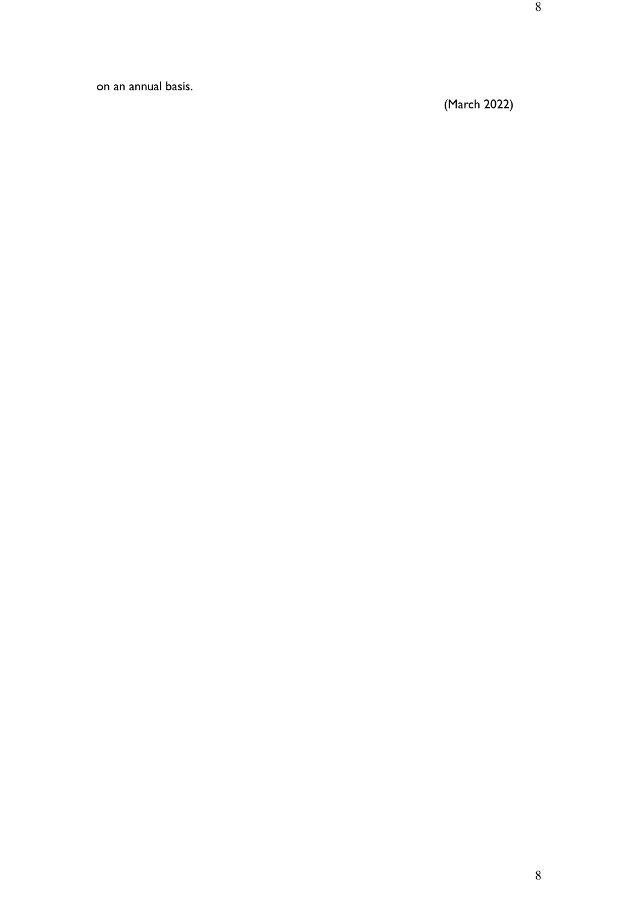on an annual basis.

(March 2022)